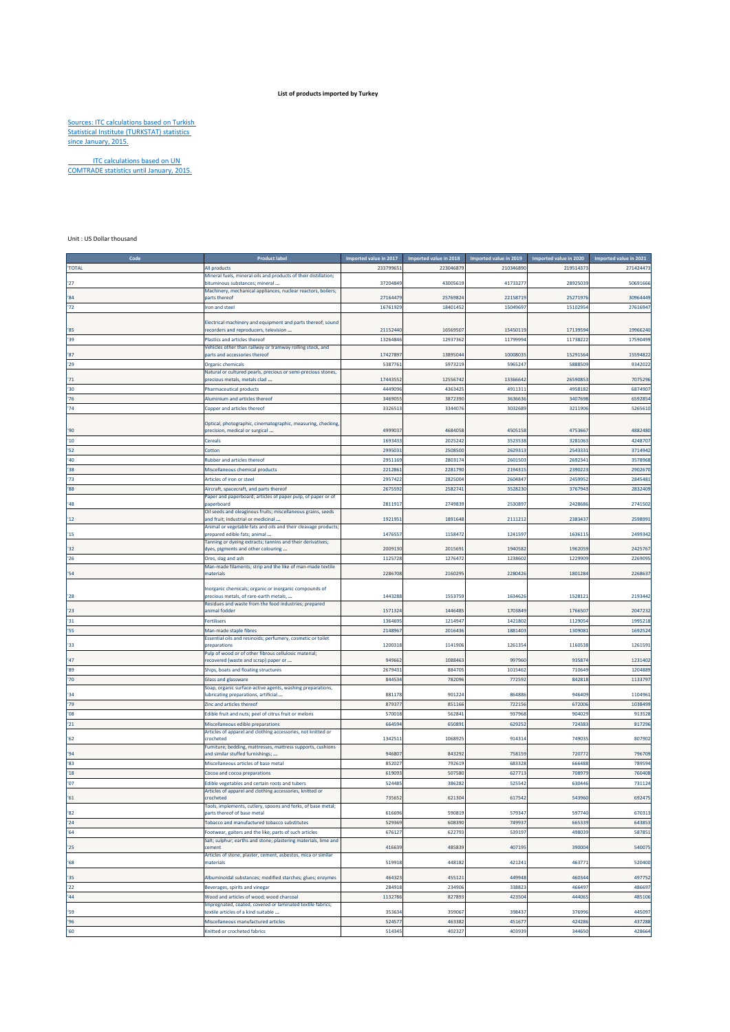# List of products imported by Turkey

Sources: ITC calculations based on Turkish Statistical Institute (TURKSTAT) statistics since January, 2015.

ITC calculations based on UN COMTRADE statistics until January, 2015.

Unit : US Dollar thousand

| Code | Product label | Imported value in 2017 | Imported value in 2018 | Imported value in 2019 | Imported value in 2020 | Imported value in 2021 |
|---|---|---|---|---|---|---|
| 'TOTAL | All products | 233799651 | 223046879 | 210346890 | 219514373 | 271424473 |
| '27 | Mineral fuels, mineral oils and products of their distillation; bituminous substances; mineral ... | 37204849 | 43005619 | 41733277 | 28925039 | 50691666 |
| '84 | Machinery, mechanical appliances, nuclear reactors, boilers; parts thereof | 27164479 | 25769824 | 22158719 | 25271976 | 30964449 |
| '72 | Iron and steel | 16761929 | 18401452 | 15049697 | 15102954 | 27616947 |
| '85 | Electrical machinery and equipment and parts thereof; sound recorders and reproducers, television ... | 21152440 | 16569507 | 15450119 | 17139594 | 19966240 |
| '39 | Plastics and articles thereof | 13264846 | 12937362 | 11799994 | 11738222 | 17590499 |
| '87 | Vehicles other than railway or tramway rolling stock, and parts and accessories thereof | 17427897 | 13895044 | 10008035 | 15291564 | 15594822 |
| '29 | Organic chemicals | 5387761 | 5973219 | 5965247 | 5888509 | 9342022 |
| '71 | Natural or cultured pearls, precious or semi-precious stones, precious metals, metals clad ... | 17443552 | 12556742 | 13366642 | 26590853 | 7075296 |
| '30 | Pharmaceutical products | 4449096 | 4363425 | 4911311 | 4958182 | 6874907 |
| '76 | Aluminium and articles thereof | 3469055 | 3872390 | 3636636 | 3407698 | 6592854 |
| '74 | Copper and articles thereof | 3326513 | 3344076 | 3032689 | 3211906 | 5265610 |
| '90 | Optical, photographic, cinematographic, measuring, checking, precision, medical or surgical ... | 4999037 | 4684058 | 4505158 | 4753667 | 4882480 |
| '10 | Cereals | 1693433 | 2025242 | 3523538 | 3281063 | 4248707 |
| '52 | Cotton | 2995031 | 2508500 | 2629313 | 2543331 | 3714942 |
| '40 | Rubber and articles thereof | 2951169 | 2803174 | 2601503 | 2692341 | 3578968 |
| '38 | Miscellaneous chemical products | 2212861 | 2281790 | 2194315 | 2390223 | 2902670 |
| '73 | Articles of iron or steel | 2957422 | 2825004 | 2604847 | 2459952 | 2845481 |
| '88 | Aircraft, spacecraft, and parts thereof | 2675592 | 2582741 | 3528230 | 3767943 | 2832409 |
| '48 | Paper and paperboard; articles of paper pulp, of paper or of paperboard | 2811917 | 2749839 | 2530897 | 2428686 | 2741502 |
| '12 | Oil seeds and oleaginous fruits; miscellaneous grains, seeds and fruit; industrial or medicinal ... | 1921951 | 1891648 | 2111212 | 2383437 | 2598991 |
| '15 | Animal or vegetable fats and oils and their cleavage products; prepared edible fats; animal ... | 1476557 | 1158472 | 1241597 | 1636115 | 2499342 |
| '32 | Tanning or dyeing extracts; tannins and their derivatives; dyes, pigments and other colouring ... | 2009130 | 2015691 | 1940582 | 1962059 | 2425767 |
| '26 | Ores, slag and ash | 1125728 | 1276472 | 1238602 | 1229909 | 2269095 |
| '54 | Man-made filaments; strip and the like of man-made textile materials | 2286708 | 2160295 | 2280426 | 1801284 | 2268637 |
| '28 | Inorganic chemicals; organic or inorganic compounds of precious metals, of rare-earth metals, ... | 1443288 | 1553759 | 1634626 | 1528121 | 2193442 |
| '23 | Residues and waste from the food industries; prepared animal fodder | 1571324 | 1446485 | 1703849 | 1766507 | 2047232 |
| '31 | Fertilisers | 1364695 | 1214947 | 1421802 | 1129054 | 1995218 |
| '55 | Man-made staple fibres | 2148967 | 2016436 | 1881403 | 1309081 | 1692524 |
| '33 | Essential oils and resinoids; perfumery, cosmetic or toilet preparations | 1200318 | 1141906 | 1261354 | 1160538 | 1261591 |
| '47 | Pulp of wood or of other fibrous cellulosic material; recovered (waste and scrap) paper or ... | 949662 | 1088463 | 997960 | 935874 | 1231402 |
| '89 | Ships, boats and floating structures | 2679431 | 884705 | 1015462 | 710649 | 1204889 |
| '70 | Glass and glassware | 844534 | 782096 | 772592 | 842818 | 1133797 |
| '34 | Soap, organic surface-active agents, washing preparations, lubricating preparations, artificial ... | 881178 | 901224 | 864886 | 946409 | 1104961 |
| '79 | Zinc and articles thereof | 879377 | 851166 | 722156 | 672006 | 1038499 |
| '08 | Edible fruit and nuts; peel of citrus fruit or melons | 570018 | 562841 | 937968 | 904029 | 913528 |
| '21 | Miscellaneous edible preparations | 664594 | 650891 | 629252 | 724383 | 817296 |
| '62 | Articles of apparel and clothing accessories, not knitted or crocheted | 1342511 | 1068925 | 914314 | 749035 | 807902 |
| '94 | Furniture; bedding, mattresses, mattress supports, cushions and similar stuffed furnishings; ... | 946807 | 843292 | 758159 | 720772 | 796709 |
| '83 | Miscellaneous articles of base metal | 852027 | 792619 | 683328 | 666488 | 789594 |
| '18 | Cocoa and cocoa preparations | 619093 | 507580 | 627713 | 708979 | 760408 |
| '07 | Edible vegetables and certain roots and tubers | 524485 | 386282 | 525542 | 630446 | 731124 |
| '61 | Articles of apparel and clothing accessories, knitted or crocheted | 735652 | 621304 | 617542 | 543960 | 692475 |
| '82 | Tools, implements, cutlery, spoons and forks, of base metal; parts thereof of base metal | 616696 | 590819 | 579347 | 597740 | 670313 |
| '24 | Tobacco and manufactured tobacco substitutes | 529369 | 608390 | 749937 | 665339 | 643853 |
| '64 | Footwear, gaiters and the like; parts of such articles | 676127 | 622793 | 539197 | 498039 | 587851 |
| '25 | Salt; sulphur; earths and stone; plastering materials, lime and cement | 416639 | 485839 | 407195 | 390004 | 540075 |
| '68 | Articles of stone, plaster, cement, asbestos, mica or similar materials | 519918 | 448182 | 421241 | 463771 | 520400 |
| '35 | Albuminoidal substances; modified starches; glues; enzymes | 464323 | 455121 | 449948 | 460344 | 497752 |
| '22 | Beverages, spirits and vinegar | 284918 | 234906 | 338823 | 466497 | 486697 |
| '44 | Wood and articles of wood; wood charcoal | 1132786 | 827893 | 423504 | 444065 | 485106 |
| '59 | Impregnated, coated, covered or laminated textile fabrics; textile articles of a kind suitable ... | 353634 | 359067 | 398437 | 376996 | 445097 |
| '96 | Miscellaneous manufactured articles | 524577 | 463382 | 451677 | 424286 | 437288 |
| '60 | Knitted or crocheted fabrics | 514345 | 402327 | 403939 | 344650 | 428664 |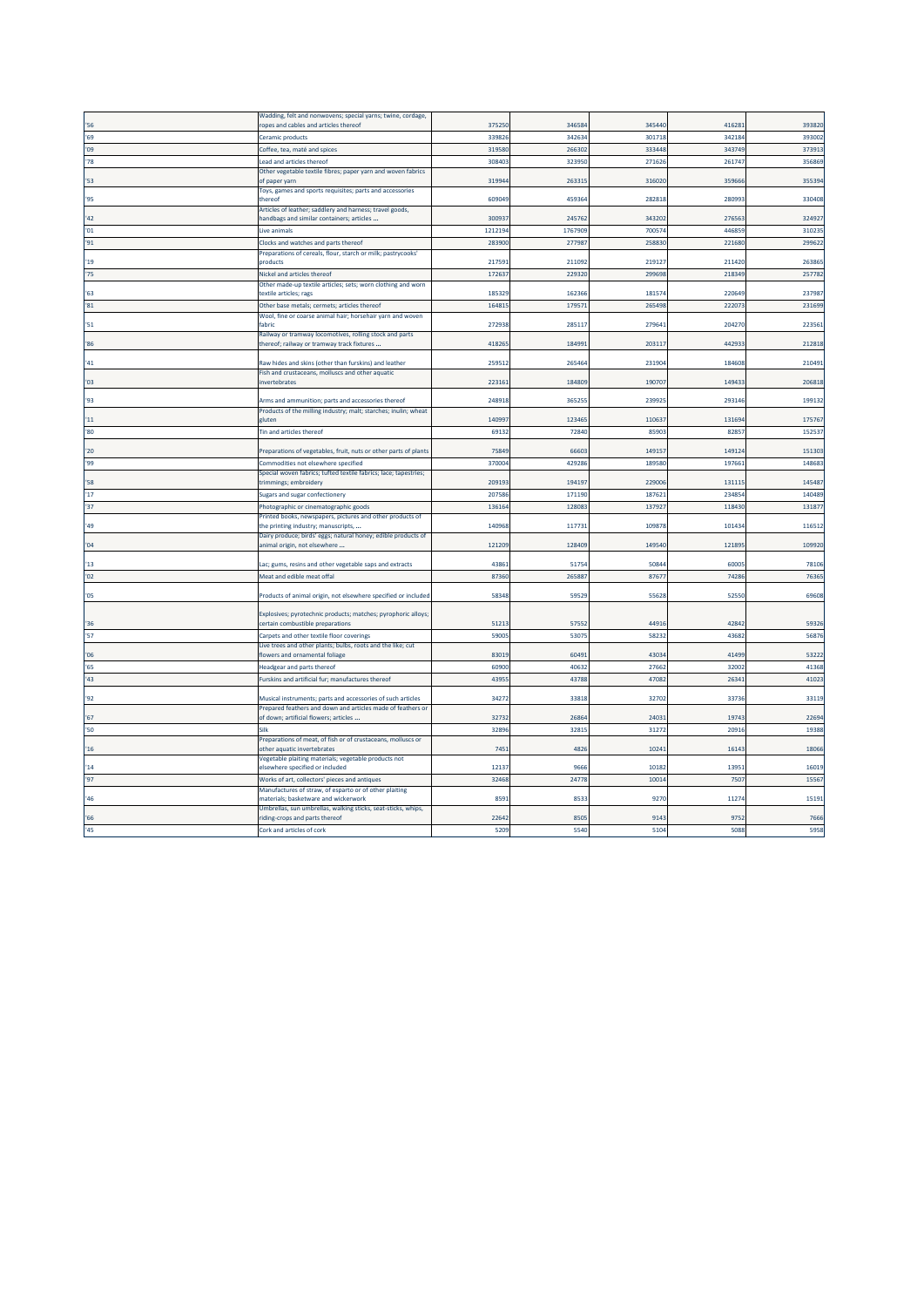| | | | | | | |
|---|---|---|---|---|---|---|
| '56 | Wadding, felt and nonwovens; special yarns; twine, cordage, ropes and cables and articles thereof | 375250 | 346584 | 345440 | 416281 | 393820 |
| '69 | Ceramic products | 339826 | 342634 | 301718 | 342184 | 393002 |
| '09 | Coffee, tea, maté and spices | 319580 | 266302 | 333448 | 343749 | 373913 |
| '78 | Lead and articles thereof | 308403 | 323950 | 271626 | 261747 | 356869 |
| '53 | Other vegetable textile fibres; paper yarn and woven fabrics of paper yarn | 319944 | 263315 | 316020 | 359666 | 355394 |
| '95 | Toys, games and sports requisites; parts and accessories thereof | 609049 | 459364 | 282818 | 280993 | 330408 |
| '42 | Articles of leather; saddlery and harness; travel goods, handbags and similar containers; articles ... | 300937 | 245762 | 343202 | 276563 | 324927 |
| '01 | Live animals | 1212194 | 1767909 | 700574 | 446859 | 310235 |
| '91 | Clocks and watches and parts thereof | 283900 | 277987 | 258830 | 221680 | 299622 |
| '19 | Preparations of cereals, flour, starch or milk; pastrycooks' products | 217591 | 211092 | 219127 | 211420 | 263865 |
| '75 | Nickel and articles thereof | 172637 | 229320 | 299698 | 218349 | 257782 |
| '63 | Other made-up textile articles; sets; worn clothing and worn textile articles; rags | 185329 | 162366 | 181574 | 220649 | 237987 |
| '81 | Other base metals; cermets; articles thereof | 164815 | 179571 | 265498 | 222073 | 231699 |
| '51 | Wool, fine or coarse animal hair; horsehair yarn and woven fabric | 272938 | 285117 | 279641 | 204270 | 223561 |
| '86 | Railway or tramway locomotives, rolling stock and parts thereof; railway or tramway track fixtures ... | 418265 | 184991 | 203117 | 442933 | 212818 |
| '41 | Raw hides and skins (other than furskins) and leather | 259512 | 265464 | 231904 | 184608 | 210491 |
| '03 | Fish and crustaceans, molluscs and other aquatic invertebrates | 223161 | 184809 | 190707 | 149433 | 206818 |
| '93 | Arms and ammunition; parts and accessories thereof | 248918 | 365255 | 239925 | 293146 | 199132 |
| '11 | Products of the milling industry; malt; starches; inulin; wheat gluten | 140997 | 123465 | 110637 | 131694 | 175767 |
| '80 | Tin and articles thereof | 69132 | 72840 | 85903 | 82857 | 152537 |
| '20 | Preparations of vegetables, fruit, nuts or other parts of plants | 75849 | 66603 | 149157 | 149124 | 151303 |
| '99 | Commodities not elsewhere specified | 370004 | 429286 | 189580 | 197661 | 148683 |
| '58 | Special woven fabrics; tufted textile fabrics; lace; tapestries; trimmings; embroidery | 209193 | 194197 | 229006 | 131115 | 145487 |
| '17 | Sugars and sugar confectionery | 207586 | 171190 | 187621 | 234854 | 140489 |
| '37 | Photographic or cinematographic goods | 136164 | 128083 | 137927 | 118430 | 131877 |
| '49 | Printed books, newspapers, pictures and other products of the printing industry; manuscripts, ... | 140968 | 117731 | 109878 | 101434 | 116512 |
| '04 | Dairy produce; birds' eggs; natural honey; edible products of animal origin, not elsewhere ... | 121209 | 128409 | 149540 | 121895 | 109920 |
| '13 | Lac; gums, resins and other vegetable saps and extracts | 43861 | 51754 | 50844 | 60005 | 78106 |
| '02 | Meat and edible meat offal | 87360 | 265887 | 87677 | 74286 | 76365 |
| '05 | Products of animal origin, not elsewhere specified or included | 58348 | 59529 | 55628 | 52550 | 69608 |
| '36 | Explosives; pyrotechnic products; matches; pyrophoric alloys; certain combustible preparations | 51213 | 57552 | 44916 | 42842 | 59326 |
| '57 | Carpets and other textile floor coverings | 59005 | 53075 | 58232 | 43682 | 56876 |
| '06 | Live trees and other plants; bulbs, roots and the like; cut flowers and ornamental foliage | 83019 | 60491 | 43034 | 41499 | 53222 |
| '65 | Headgear and parts thereof | 60900 | 40632 | 27662 | 32002 | 41368 |
| '43 | Furskins and artificial fur; manufactures thereof | 43955 | 43788 | 47082 | 26341 | 41023 |
| '92 | Musical instruments; parts and accessories of such articles | 34272 | 33818 | 32702 | 33736 | 33119 |
| '67 | Prepared feathers and down and articles made of feathers or of down; artificial flowers; articles ... | 32732 | 26864 | 24031 | 19743 | 22694 |
| '50 | Silk | 32896 | 32815 | 31272 | 20916 | 19388 |
| '16 | Preparations of meat, of fish or of crustaceans, molluscs or other aquatic invertebrates | 7451 | 4826 | 10241 | 16143 | 18066 |
| '14 | Vegetable plaiting materials; vegetable products not elsewhere specified or included | 12137 | 9666 | 10182 | 13951 | 16019 |
| '97 | Works of art, collectors' pieces and antiques | 32468 | 24778 | 10014 | 7507 | 15567 |
| '46 | Manufactures of straw, of esparto or of other plaiting materials; basketware and wickerwork | 8591 | 8533 | 9270 | 11274 | 15191 |
| '66 | Umbrellas, sun umbrellas, walking sticks, seat-sticks, whips, riding-crops and parts thereof | 22642 | 8505 | 9143 | 9752 | 7666 |
| '45 | Cork and articles of cork | 5209 | 5540 | 5104 | 5088 | 5958 |